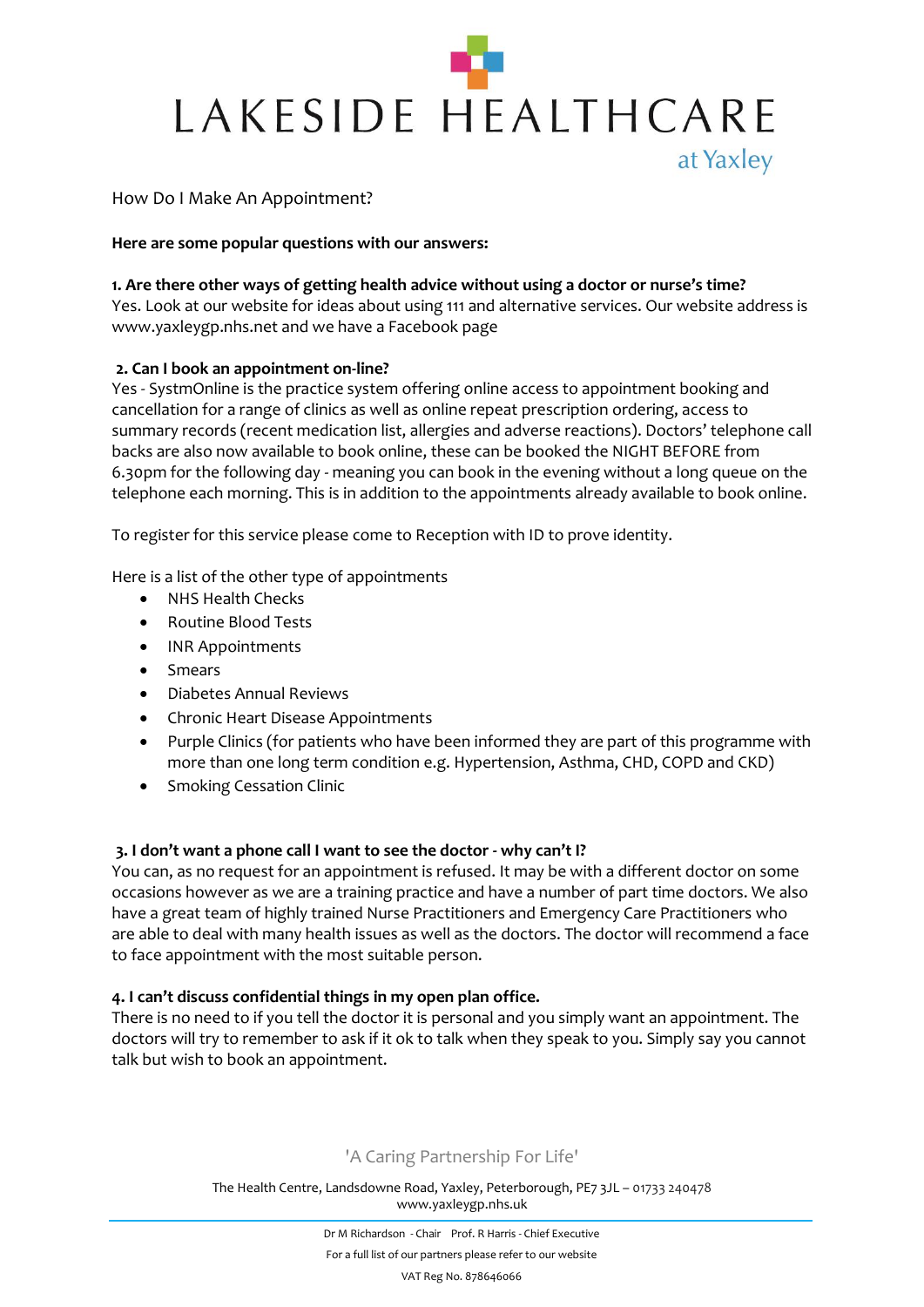# LAKESIDE HEALTHCARE

at Yaxley

How Do I Make An Appointment?

**Here are some popular questions with our answers:**

**1. Are there other ways of getting health advice without using a doctor or nurse's time?**
Yes. Look at our website for ideas about using 111 and alternative services. Our website address is www.yaxleygp.nhs.net and we have a Facebook page

**2. Can I book an appointment on-line?**
Yes - SystmOnline is the practice system offering online access to appointment booking and cancellation for a range of clinics as well as online repeat prescription ordering, access to summary records (recent medication list, allergies and adverse reactions). Doctors' telephone call backs are also now available to book online, these can be booked the NIGHT BEFORE from 6.30pm for the following day - meaning you can book in the evening without a long queue on the telephone each morning. This is in addition to the appointments already available to book online.

To register for this service please come to Reception with ID to prove identity.

Here is a list of the other type of appointments

- NHS Health Checks
- Routine Blood Tests
- INR Appointments
- Smears
- Diabetes Annual Reviews
- Chronic Heart Disease Appointments
- Purple Clinics (for patients who have been informed they are part of this programme with more than one long term condition e.g. Hypertension, Asthma, CHD, COPD and CKD)
- Smoking Cessation Clinic

**3. I don't want a phone call I want to see the doctor - why can't I?**
You can, as no request for an appointment is refused. It may be with a different doctor on some occasions however as we are a training practice and have a number of part time doctors. We also have a great team of highly trained Nurse Practitioners and Emergency Care Practitioners who are able to deal with many health issues as well as the doctors. The doctor will recommend a face to face appointment with the most suitable person.

**4. I can't discuss confidential things in my open plan office.**
There is no need to if you tell the doctor it is personal and you simply want an appointment. The doctors will try to remember to ask if it ok to talk when they speak to you. Simply say you cannot talk but wish to book an appointment.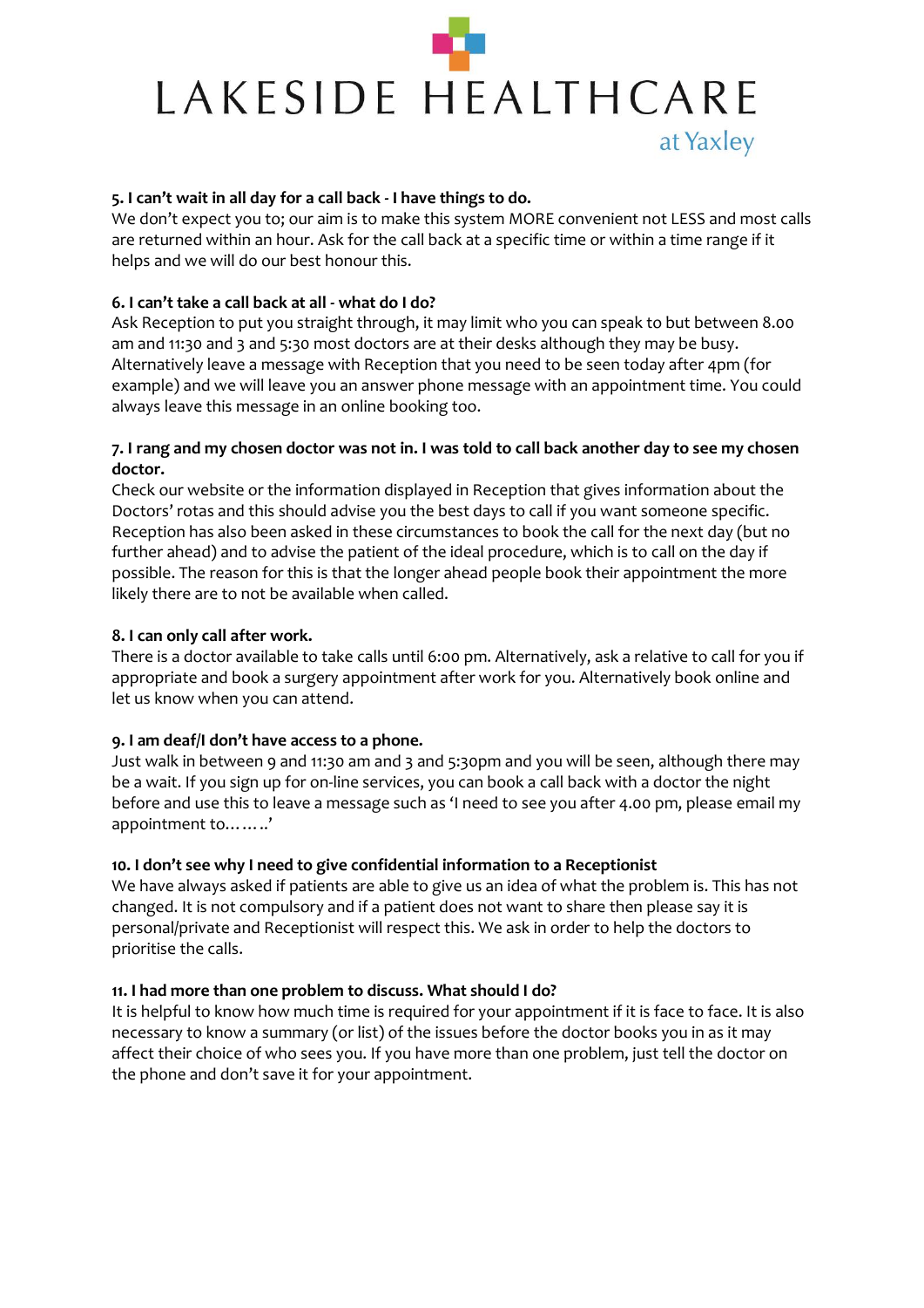# LAKESIDE HEALTHCARE

at Yaxley

**5. I can't wait in all day for a call back - I have things to do.**

We don't expect you to; our aim is to make this system MORE convenient not LESS and most calls are returned within an hour. Ask for the call back at a specific time or within a time range if it helps and we will do our best honour this.

**6. I can't take a call back at all - what do I do?**

Ask Reception to put you straight through, it may limit who you can speak to but between 8.00 am and 11:30 and 3 and 5:30 most doctors are at their desks although they may be busy. Alternatively leave a message with Reception that you need to be seen today after 4pm (for example) and we will leave you an answer phone message with an appointment time. You could always leave this message in an online booking too.

**7. I rang and my chosen doctor was not in. I was told to call back another day to see my chosen doctor.**

Check our website or the information displayed in Reception that gives information about the Doctors' rotas and this should advise you the best days to call if you want someone specific. Reception has also been asked in these circumstances to book the call for the next day (but no further ahead) and to advise the patient of the ideal procedure, which is to call on the day if possible. The reason for this is that the longer ahead people book their appointment the more likely there are to not be available when called.

**8. I can only call after work.**

There is a doctor available to take calls until 6:00 pm. Alternatively, ask a relative to call for you if appropriate and book a surgery appointment after work for you. Alternatively book online and let us know when you can attend.

**9. I am deaf/I don't have access to a phone.**

Just walk in between 9 and 11:30 am and 3 and 5:30pm and you will be seen, although there may be a wait. If you sign up for on-line services, you can book a call back with a doctor the night before and use this to leave a message such as 'I need to see you after 4.00 pm, please email my appointment to……..'

**10. I don't see why I need to give confidential information to a Receptionist**

We have always asked if patients are able to give us an idea of what the problem is. This has not changed. It is not compulsory and if a patient does not want to share then please say it is personal/private and Receptionist will respect this. We ask in order to help the doctors to prioritise the calls.

**11. I had more than one problem to discuss. What should I do?**

It is helpful to know how much time is required for your appointment if it is face to face. It is also necessary to know a summary (or list) of the issues before the doctor books you in as it may affect their choice of who sees you. If you have more than one problem, just tell the doctor on the phone and don't save it for your appointment.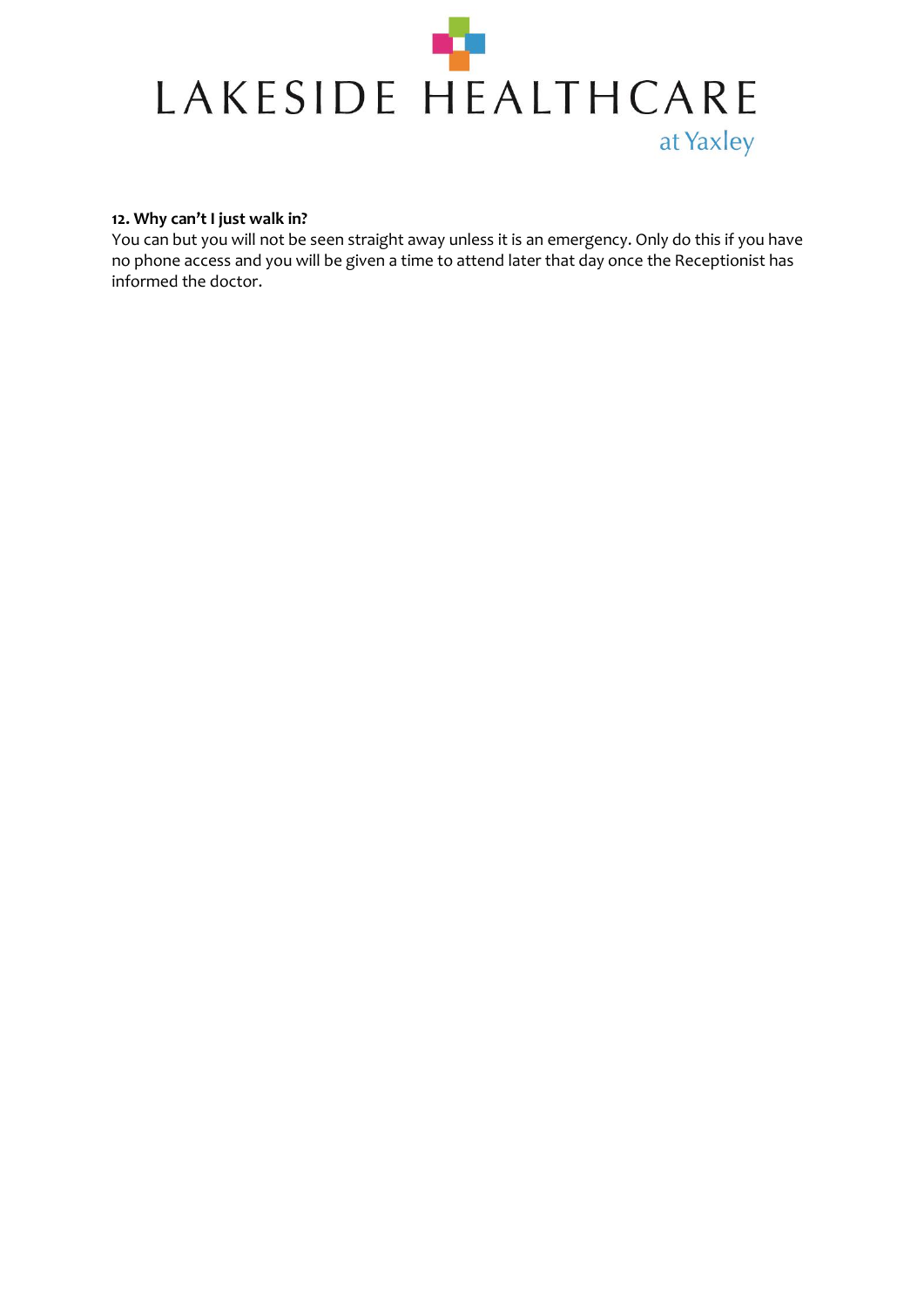**12. Why can't I just walk in?**

You can but you will not be seen straight away unless it is an emergency. Only do this if you have no phone access and you will be given a time to attend later that day once the Receptionist has informed the doctor.